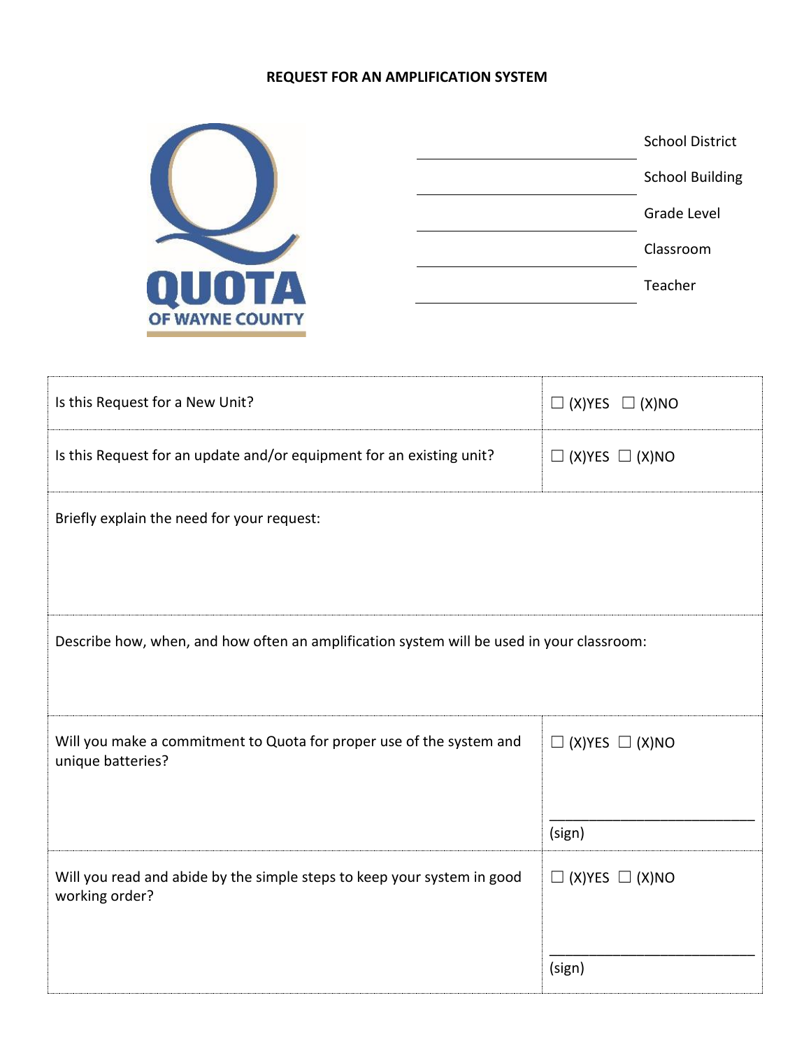**REQUEST FOR AN AMPLIFICATION SYSTEM**

QUOTA OF WAYNE COUNTY

\_\_\_\_\_\_\_\_\_\_\_\_\_\_\_\_\_\_\_\_\_\_\_\_\_\_ School District

\_\_\_\_\_\_\_\_\_\_\_\_\_\_\_\_\_\_\_\_\_\_\_\_\_\_ School Building

\_\_\_\_\_\_\_\_\_\_\_\_\_\_\_\_\_\_\_\_\_\_\_\_\_\_ Grade Level

\_\_\_\_\_\_\_\_\_\_\_\_\_\_\_\_\_\_\_\_\_\_\_\_\_\_ Classroom

\_\_\_\_\_\_\_\_\_\_\_\_\_\_\_\_\_\_\_\_\_\_\_\_\_\_ Teacher

| | |
|---|---|
| Is this Request for a New Unit? | ☐ (X)YES ☐ (X)NO |
| Is this Request for an update and/or equipment for an existing unit? | ☐ (X)YES ☐ (X)NO |
| Briefly explain the need for your request: | |
| Describe how, when, and how often an amplification system will be used in your classroom: | |
| Will you make a commitment to Quota for proper use of the system and unique batteries? | ☐ (X)YES ☐ (X)NO<br><br>\_\_\_\_\_\_\_\_\_\_\_\_\_\_\_\_\_\_\_\_\_\_\_\_\_\_<br>(sign) |
| Will you read and abide by the simple steps to keep your system in good working order? | ☐ (X)YES ☐ (X)NO<br><br>\_\_\_\_\_\_\_\_\_\_\_\_\_\_\_\_\_\_\_\_\_\_\_\_\_\_<br>(sign) |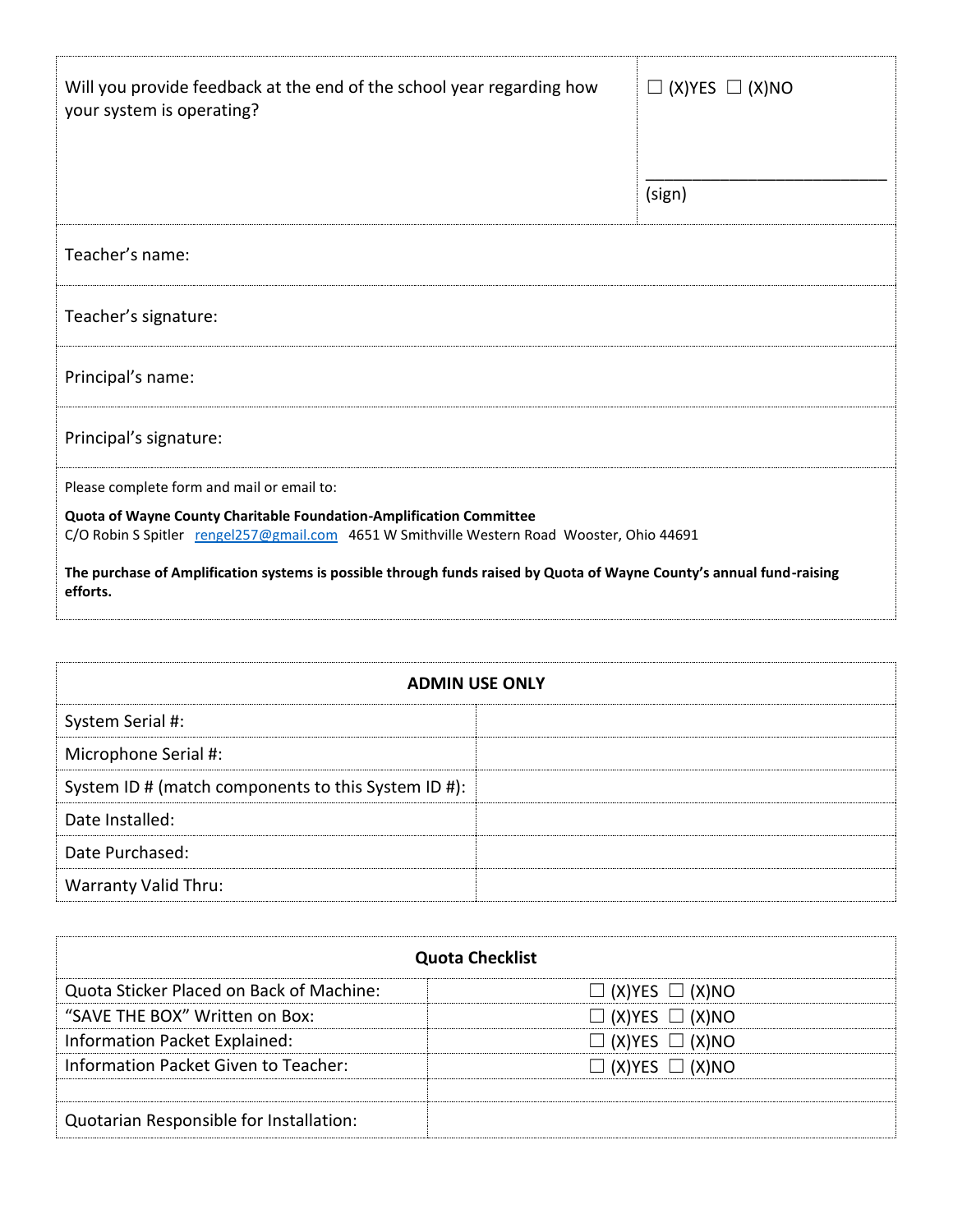| | |
|---|---|
| Will you provide feedback at the end of the school year regarding how your system is operating? | ☐ (X)YES ☐ (X)NO<br><br>\_\_\_\_\_\_\_\_\_\_\_\_\_\_\_\_\_\_\_\_\_\_\_\_\_\_\_\_<br>(sign) |
| Teacher's name: | |
| Teacher's signature: | |
| Principal's name: | |
| Principal's signature: | |

Please complete form and mail or email to:

**Quota of Wayne County Charitable Foundation-Amplification Committee**
C/O Robin S Spitler rengel257@gmail.com 4651 W Smithville Western Road Wooster, Ohio 44691

**The purchase of Amplification systems is possible through funds raised by Quota of Wayne County's annual fund-raising efforts.**

| ADMIN USE ONLY | |
|---|---|
| System Serial #: | |
| Microphone Serial #: | |
| System ID # (match components to this System ID #): | |
| Date Installed: | |
| Date Purchased: | |
| Warranty Valid Thru: | |

| Quota Checklist | |
|---|---|
| Quota Sticker Placed on Back of Machine: | ☐ (X)YES ☐ (X)NO |
| "SAVE THE BOX" Written on Box: | ☐ (X)YES ☐ (X)NO |
| Information Packet Explained: | ☐ (X)YES ☐ (X)NO |
| Information Packet Given to Teacher: | ☐ (X)YES ☐ (X)NO |
| | |
| Quotarian Responsible for Installation: | |